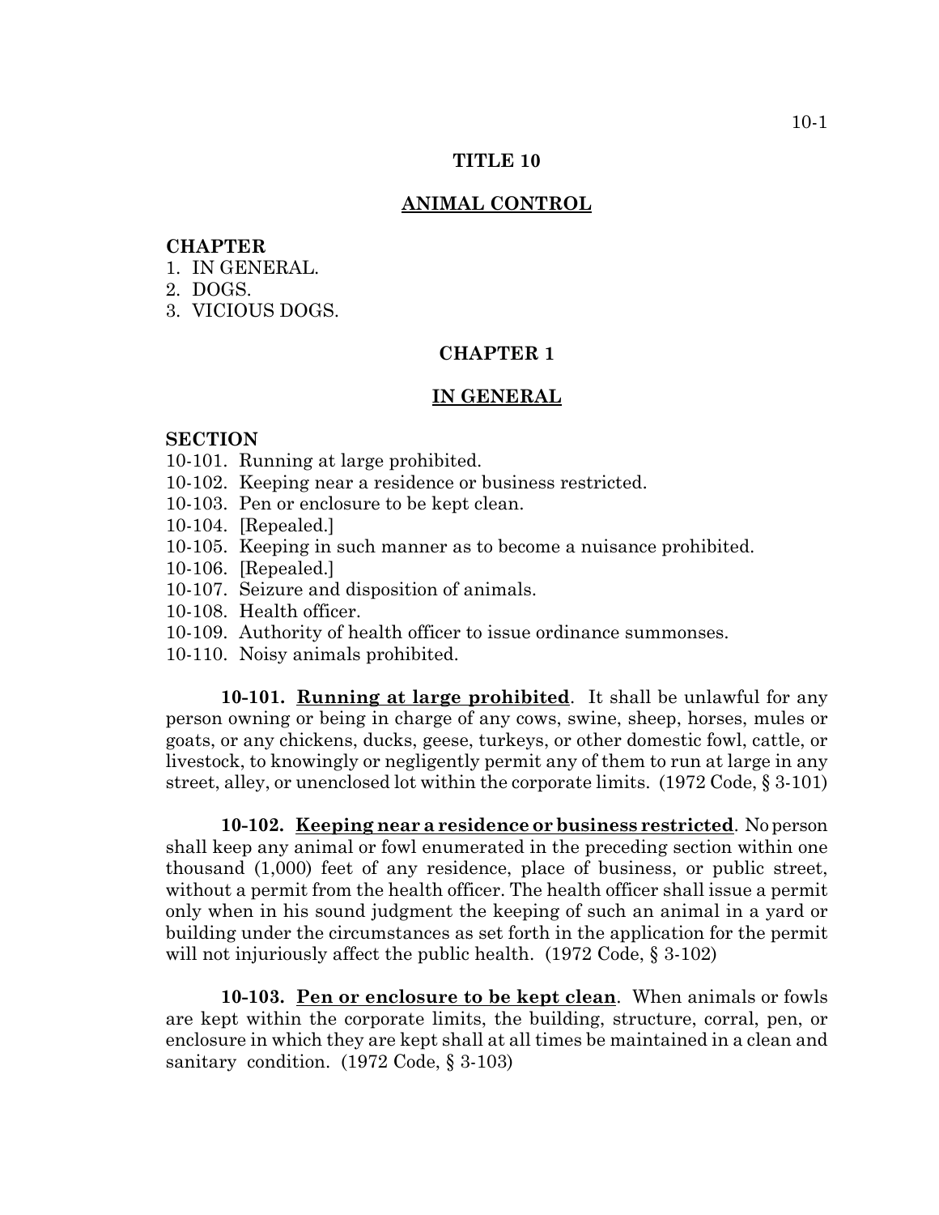# TITLE 10

## ANIMAL CONTROL

**CHAPTER**

1. IN GENERAL.
2. DOGS.
3. VICIOUS DOGS.

## CHAPTER 1

## IN GENERAL

**SECTION**

10-101. Running at large prohibited.
10-102. Keeping near a residence or business restricted.
10-103. Pen or enclosure to be kept clean.
10-104. [Repealed.]
10-105. Keeping in such manner as to become a nuisance prohibited.
10-106. [Repealed.]
10-107. Seizure and disposition of animals.
10-108. Health officer.
10-109. Authority of health officer to issue ordinance summonses.
10-110. Noisy animals prohibited.

**10-101. Running at large prohibited**. It shall be unlawful for any person owning or being in charge of any cows, swine, sheep, horses, mules or goats, or any chickens, ducks, geese, turkeys, or other domestic fowl, cattle, or livestock, to knowingly or negligently permit any of them to run at large in any street, alley, or unenclosed lot within the corporate limits. (1972 Code, § 3-101)

**10-102. Keeping near a residence or business restricted**. No person shall keep any animal or fowl enumerated in the preceding section within one thousand (1,000) feet of any residence, place of business, or public street, without a permit from the health officer. The health officer shall issue a permit only when in his sound judgment the keeping of such an animal in a yard or building under the circumstances as set forth in the application for the permit will not injuriously affect the public health. (1972 Code, § 3-102)

**10-103. Pen or enclosure to be kept clean**. When animals or fowls are kept within the corporate limits, the building, structure, corral, pen, or enclosure in which they are kept shall at all times be maintained in a clean and sanitary condition. (1972 Code, § 3-103)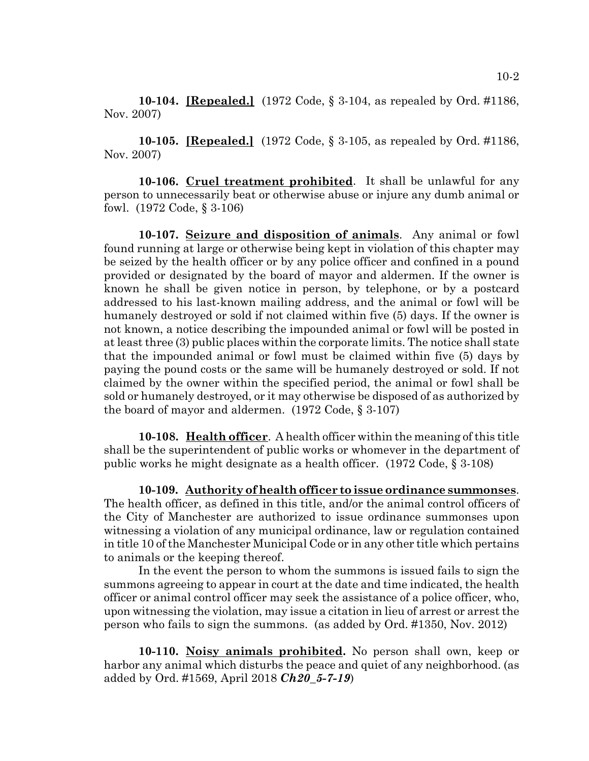**10-104. [Repealed.]** (1972 Code, § 3-104, as repealed by Ord. #1186, Nov. 2007)

**10-105. [Repealed.]** (1972 Code, § 3-105, as repealed by Ord. #1186, Nov. 2007)

**10-106. Cruel treatment prohibited**. It shall be unlawful for any person to unnecessarily beat or otherwise abuse or injure any dumb animal or fowl. (1972 Code, § 3-106)

**10-107. Seizure and disposition of animals**. Any animal or fowl found running at large or otherwise being kept in violation of this chapter may be seized by the health officer or by any police officer and confined in a pound provided or designated by the board of mayor and aldermen. If the owner is known he shall be given notice in person, by telephone, or by a postcard addressed to his last-known mailing address, and the animal or fowl will be humanely destroyed or sold if not claimed within five (5) days. If the owner is not known, a notice describing the impounded animal or fowl will be posted in at least three (3) public places within the corporate limits. The notice shall state that the impounded animal or fowl must be claimed within five (5) days by paying the pound costs or the same will be humanely destroyed or sold. If not claimed by the owner within the specified period, the animal or fowl shall be sold or humanely destroyed, or it may otherwise be disposed of as authorized by the board of mayor and aldermen. (1972 Code, § 3-107)

**10-108. Health officer**. A health officer within the meaning of this title shall be the superintendent of public works or whomever in the department of public works he might designate as a health officer. (1972 Code, § 3-108)

**10-109. Authority of health officer to issue ordinance summonses**. The health officer, as defined in this title, and/or the animal control officers of the City of Manchester are authorized to issue ordinance summonses upon witnessing a violation of any municipal ordinance, law or regulation contained in title 10 of the Manchester Municipal Code or in any other title which pertains to animals or the keeping thereof.

In the event the person to whom the summons is issued fails to sign the summons agreeing to appear in court at the date and time indicated, the health officer or animal control officer may seek the assistance of a police officer, who, upon witnessing the violation, may issue a citation in lieu of arrest or arrest the person who fails to sign the summons. (as added by Ord. #1350, Nov. 2012)

**10-110. Noisy animals prohibited.** No person shall own, keep or harbor any animal which disturbs the peace and quiet of any neighborhood. (as added by Ord. #1569, April 2018 ***Ch20_5-7-19***)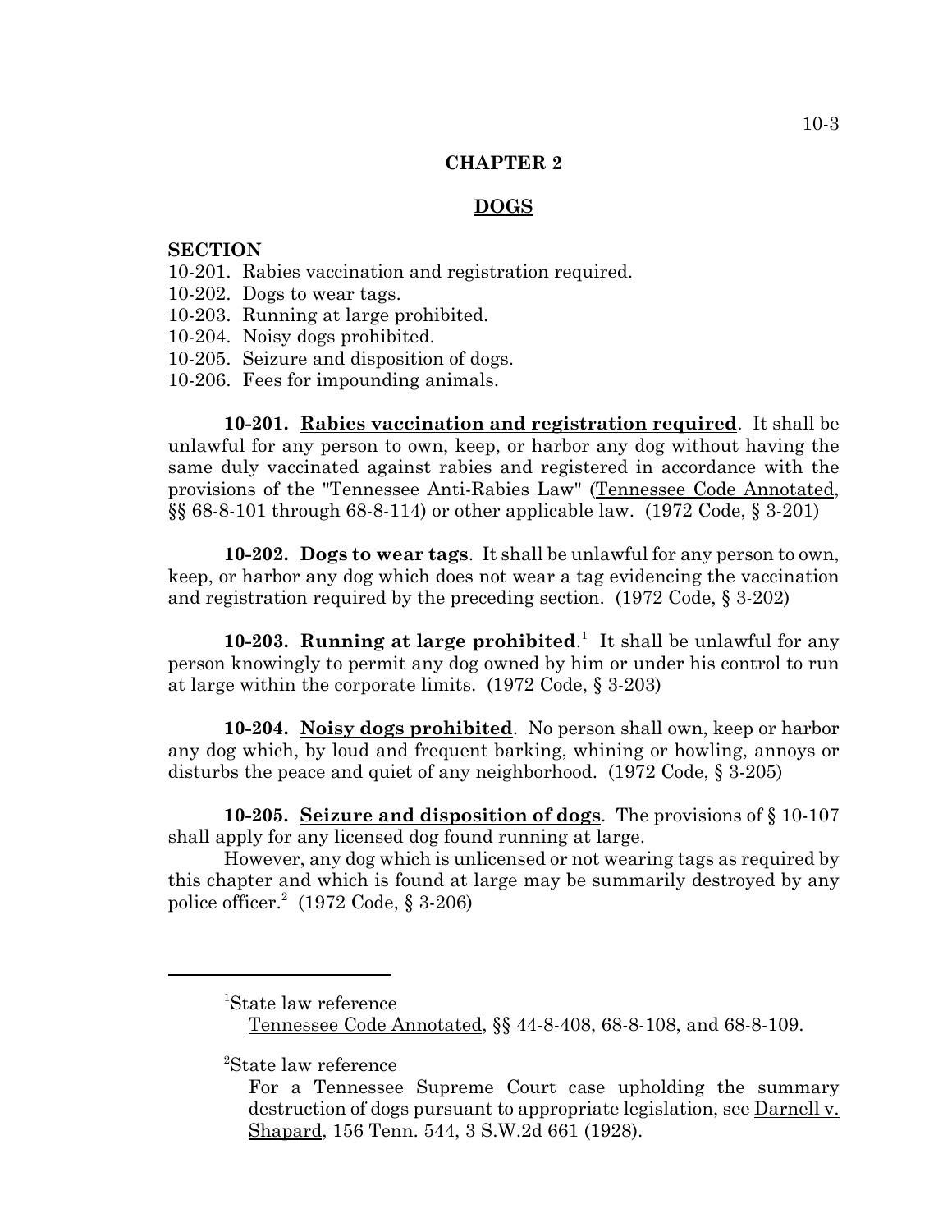# CHAPTER 2

## DOGS

**SECTION**

10-201. Rabies vaccination and registration required.
10-202. Dogs to wear tags.
10-203. Running at large prohibited.
10-204. Noisy dogs prohibited.
10-205. Seizure and disposition of dogs.
10-206. Fees for impounding animals.

**10-201. Rabies vaccination and registration required**. It shall be unlawful for any person to own, keep, or harbor any dog without having the same duly vaccinated against rabies and registered in accordance with the provisions of the "Tennessee Anti-Rabies Law" (Tennessee Code Annotated, §§ 68-8-101 through 68-8-114) or other applicable law. (1972 Code, § 3-201)

**10-202. Dogs to wear tags**. It shall be unlawful for any person to own, keep, or harbor any dog which does not wear a tag evidencing the vaccination and registration required by the preceding section. (1972 Code, § 3-202)

**10-203. Running at large prohibited**.[1] It shall be unlawful for any person knowingly to permit any dog owned by him or under his control to run at large within the corporate limits. (1972 Code, § 3-203)

**10-204. Noisy dogs prohibited**. No person shall own, keep or harbor any dog which, by loud and frequent barking, whining or howling, annoys or disturbs the peace and quiet of any neighborhood. (1972 Code, § 3-205)

**10-205. Seizure and disposition of dogs**. The provisions of § 10-107 shall apply for any licensed dog found running at large.

However, any dog which is unlicensed or not wearing tags as required by this chapter and which is found at large may be summarily destroyed by any police officer.[2] (1972 Code, § 3-206)

---

[1]State law reference

Tennessee Code Annotated, §§ 44-8-408, 68-8-108, and 68-8-109.

[2]State law reference

For a Tennessee Supreme Court case upholding the summary destruction of dogs pursuant to appropriate legislation, see Darnell v. Shapard, 156 Tenn. 544, 3 S.W.2d 661 (1928).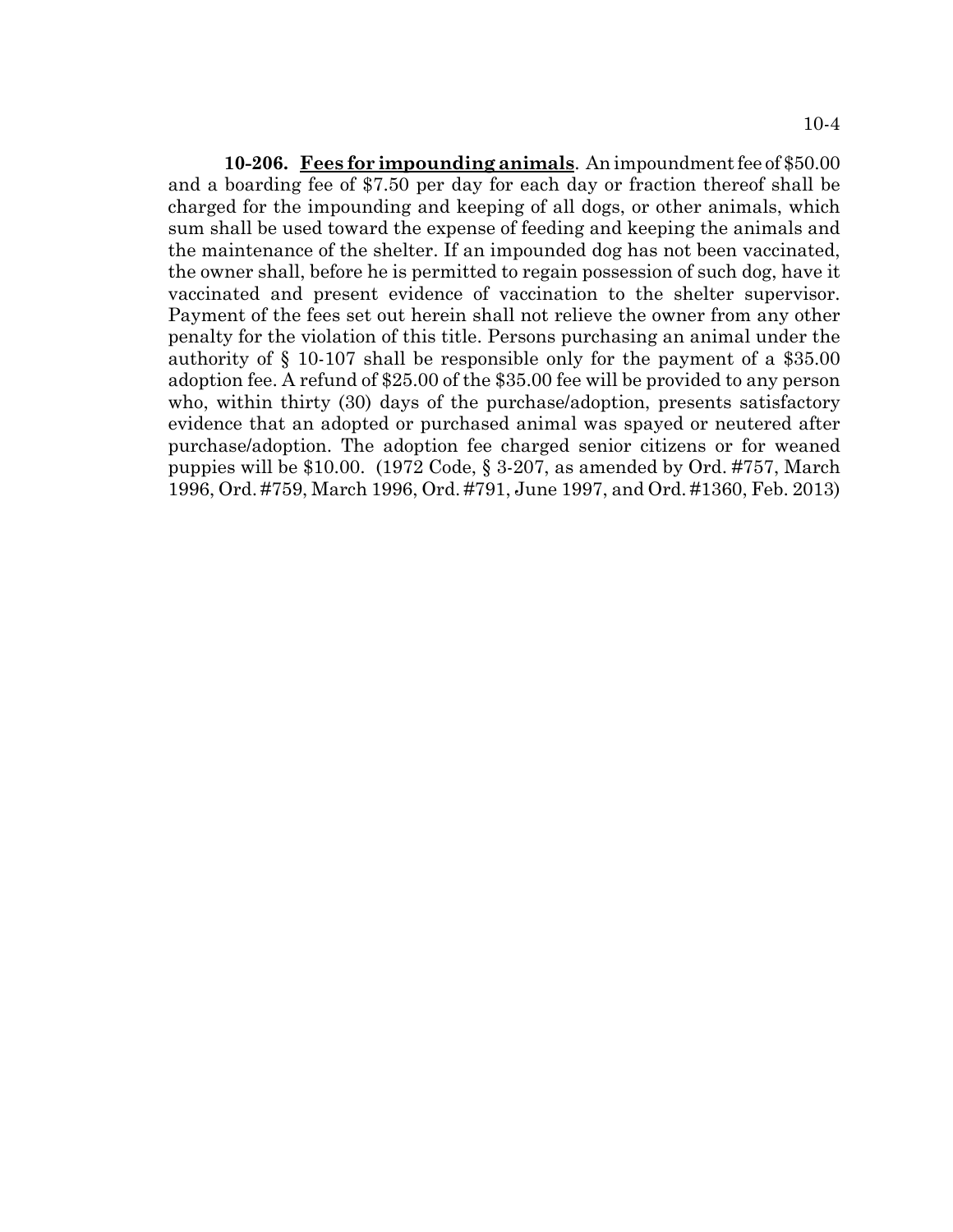**10-206. Fees for impounding animals**. An impoundment fee of $50.00 and a boarding fee of $7.50 per day for each day or fraction thereof shall be charged for the impounding and keeping of all dogs, or other animals, which sum shall be used toward the expense of feeding and keeping the animals and the maintenance of the shelter. If an impounded dog has not been vaccinated, the owner shall, before he is permitted to regain possession of such dog, have it vaccinated and present evidence of vaccination to the shelter supervisor. Payment of the fees set out herein shall not relieve the owner from any other penalty for the violation of this title. Persons purchasing an animal under the authority of § 10-107 shall be responsible only for the payment of a $35.00 adoption fee. A refund of $25.00 of the $35.00 fee will be provided to any person who, within thirty (30) days of the purchase/adoption, presents satisfactory evidence that an adopted or purchased animal was spayed or neutered after purchase/adoption. The adoption fee charged senior citizens or for weaned puppies will be $10.00. (1972 Code, § 3-207, as amended by Ord. #757, March 1996, Ord. #759, March 1996, Ord. #791, June 1997, and Ord. #1360, Feb. 2013)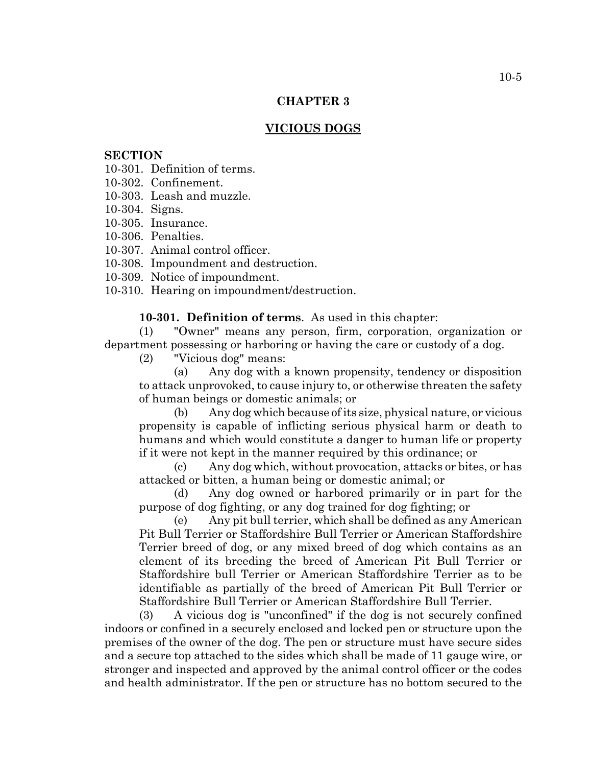# CHAPTER 3

## VICIOUS DOGS

**SECTION**

10-301. Definition of terms.
10-302. Confinement.
10-303. Leash and muzzle.
10-304. Signs.
10-305. Insurance.
10-306. Penalties.
10-307. Animal control officer.
10-308. Impoundment and destruction.
10-309. Notice of impoundment.
10-310. Hearing on impoundment/destruction.

**10-301. Definition of terms**. As used in this chapter:

(1) "Owner" means any person, firm, corporation, organization or department possessing or harboring or having the care or custody of a dog.

(2) "Vicious dog" means:

(a) Any dog with a known propensity, tendency or disposition to attack unprovoked, to cause injury to, or otherwise threaten the safety of human beings or domestic animals; or

(b) Any dog which because of its size, physical nature, or vicious propensity is capable of inflicting serious physical harm or death to humans and which would constitute a danger to human life or property if it were not kept in the manner required by this ordinance; or

(c) Any dog which, without provocation, attacks or bites, or has attacked or bitten, a human being or domestic animal; or

(d) Any dog owned or harbored primarily or in part for the purpose of dog fighting, or any dog trained for dog fighting; or

(e) Any pit bull terrier, which shall be defined as any American Pit Bull Terrier or Staffordshire Bull Terrier or American Staffordshire Terrier breed of dog, or any mixed breed of dog which contains as an element of its breeding the breed of American Pit Bull Terrier or Staffordshire bull Terrier or American Staffordshire Terrier as to be identifiable as partially of the breed of American Pit Bull Terrier or Staffordshire Bull Terrier or American Staffordshire Bull Terrier.

(3) A vicious dog is "unconfined" if the dog is not securely confined indoors or confined in a securely enclosed and locked pen or structure upon the premises of the owner of the dog. The pen or structure must have secure sides and a secure top attached to the sides which shall be made of 11 gauge wire, or stronger and inspected and approved by the animal control officer or the codes and health administrator. If the pen or structure has no bottom secured to the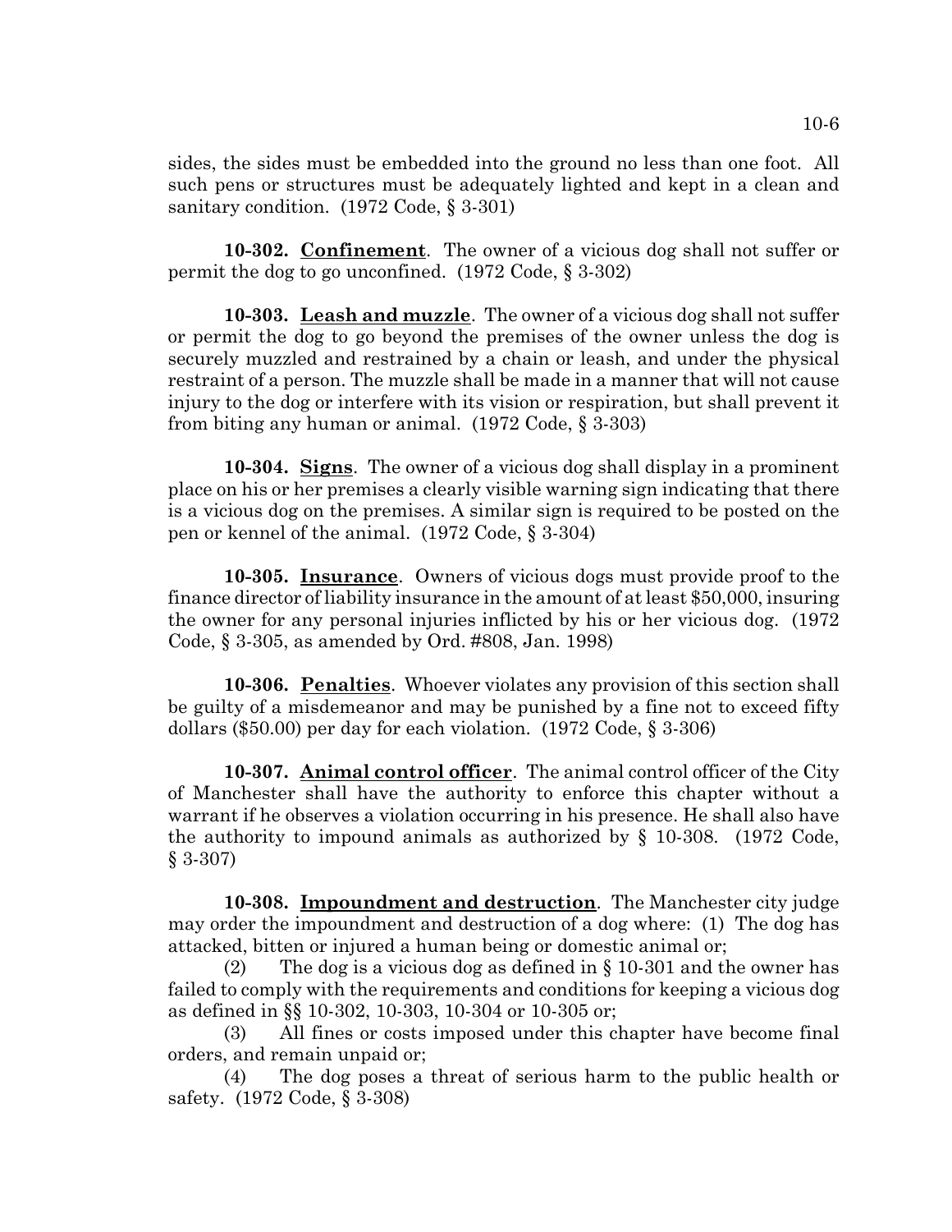sides, the sides must be embedded into the ground no less than one foot. All such pens or structures must be adequately lighted and kept in a clean and sanitary condition. (1972 Code, § 3-301)

**10-302. Confinement**. The owner of a vicious dog shall not suffer or permit the dog to go unconfined. (1972 Code, § 3-302)

**10-303. Leash and muzzle**. The owner of a vicious dog shall not suffer or permit the dog to go beyond the premises of the owner unless the dog is securely muzzled and restrained by a chain or leash, and under the physical restraint of a person. The muzzle shall be made in a manner that will not cause injury to the dog or interfere with its vision or respiration, but shall prevent it from biting any human or animal. (1972 Code, § 3-303)

**10-304. Signs**. The owner of a vicious dog shall display in a prominent place on his or her premises a clearly visible warning sign indicating that there is a vicious dog on the premises. A similar sign is required to be posted on the pen or kennel of the animal. (1972 Code, § 3-304)

**10-305. Insurance**. Owners of vicious dogs must provide proof to the finance director of liability insurance in the amount of at least $50,000, insuring the owner for any personal injuries inflicted by his or her vicious dog. (1972 Code, § 3-305, as amended by Ord. #808, Jan. 1998)

**10-306. Penalties**. Whoever violates any provision of this section shall be guilty of a misdemeanor and may be punished by a fine not to exceed fifty dollars ($50.00) per day for each violation. (1972 Code, § 3-306)

**10-307. Animal control officer**. The animal control officer of the City of Manchester shall have the authority to enforce this chapter without a warrant if he observes a violation occurring in his presence. He shall also have the authority to impound animals as authorized by § 10-308. (1972 Code, § 3-307)

**10-308. Impoundment and destruction**. The Manchester city judge may order the impoundment and destruction of a dog where: (1) The dog has attacked, bitten or injured a human being or domestic animal or;

(2) The dog is a vicious dog as defined in § 10-301 and the owner has failed to comply with the requirements and conditions for keeping a vicious dog as defined in §§ 10-302, 10-303, 10-304 or 10-305 or;

(3) All fines or costs imposed under this chapter have become final orders, and remain unpaid or;

(4) The dog poses a threat of serious harm to the public health or safety. (1972 Code, § 3-308)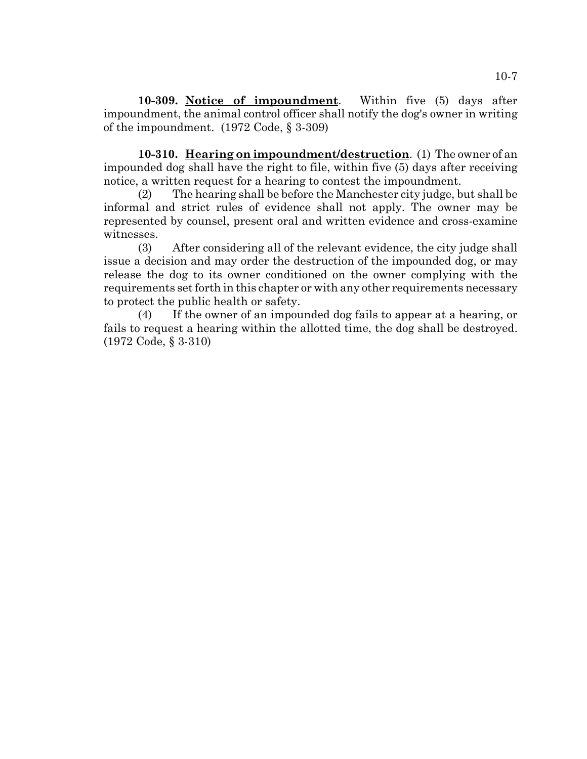**10-309. <u>Notice of impoundment</u>.** Within five (5) days after impoundment, the animal control officer shall notify the dog's owner in writing of the impoundment. (1972 Code, § 3-309)

**10-310. <u>Hearing on impoundment/destruction</u>.** (1) The owner of an impounded dog shall have the right to file, within five (5) days after receiving notice, a written request for a hearing to contest the impoundment.

(2) The hearing shall be before the Manchester city judge, but shall be informal and strict rules of evidence shall not apply. The owner may be represented by counsel, present oral and written evidence and cross-examine witnesses.

(3) After considering all of the relevant evidence, the city judge shall issue a decision and may order the destruction of the impounded dog, or may release the dog to its owner conditioned on the owner complying with the requirements set forth in this chapter or with any other requirements necessary to protect the public health or safety.

(4) If the owner of an impounded dog fails to appear at a hearing, or fails to request a hearing within the allotted time, the dog shall be destroyed. (1972 Code, § 3-310)